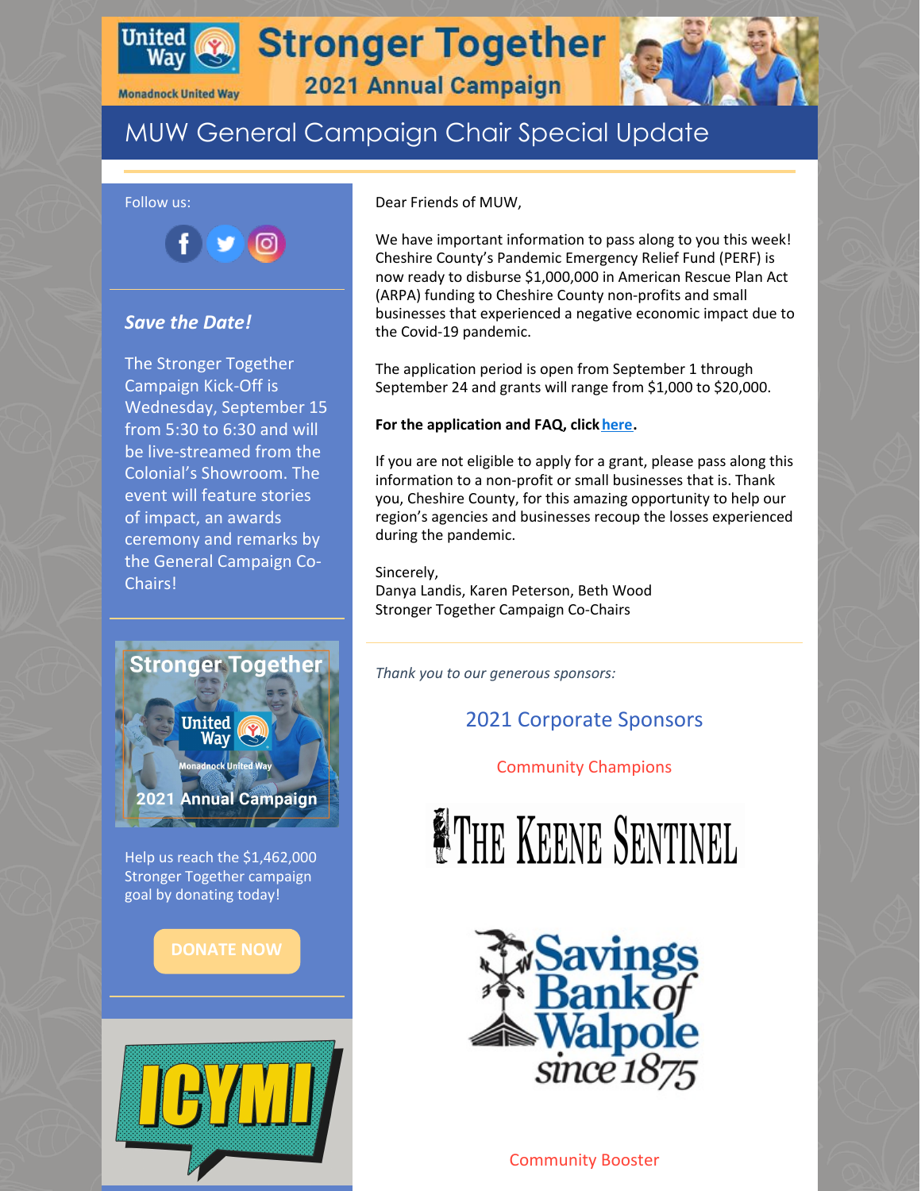# Stronger Together

## 2021 Annual Campaign

Monadnock United Way

## MUW General Campaign Chair Special Update

Follow us:

### *Save the Date!*

The Stronger Together Campaign Kick-Off is Wednesday, September 15 from 5:30 to 6:30 and will be live-streamed from the Colonial's Showroom. The event will feature stories of impact, an awards ceremony and remarks by the General Campaign Co-Chairs!

Stronger Together

United Way

Monadnock United Way

2021 Annual Campaign

Help us reach the $1,462,000 Stronger Together campaign goal by donating today!

DONATE NOW

ICYMI

Dear Friends of MUW,

We have important information to pass along to you this week! Cheshire County's Pandemic Emergency Relief Fund (PERF) is now ready to disburse $1,000,000 in American Rescue Plan Act (ARPA) funding to Cheshire County non-profits and small businesses that experienced a negative economic impact due to the Covid-19 pandemic.

The application period is open from September 1 through September 24 and grants will range from $1,000 to $20,000.

**For the application and FAQ, click here.**

If you are not eligible to apply for a grant, please pass along this information to a non-profit or small businesses that is. Thank you, Cheshire County, for this amazing opportunity to help our region's agencies and businesses recoup the losses experienced during the pandemic.

Sincerely,
Danya Landis, Karen Peterson, Beth Wood
Stronger Together Campaign Co-Chairs

*Thank you to our generous sponsors:*

### 2021 Corporate Sponsors

#### Community Champions

The Keene Sentinel

Savings Bank of Walpole since 1875

#### Community Booster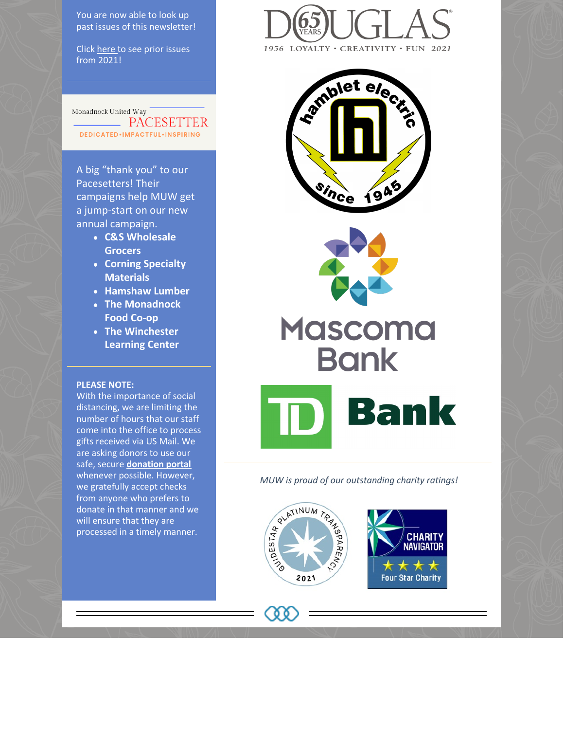You are now able to look up past issues of this newsletter!

Click here to see prior issues from 2021!

Monadnock United Way
PACESETTER
DEDICATED•IMPACTFUL•INSPIRING

A big "thank you" to our Pacesetters! Their campaigns help MUW get a jump-start on our new annual campaign.

- **C&S Wholesale Grocers**
- **Corning Specialty Materials**
- **Hamshaw Lumber**
- **The Monadnock Food Co-op**
- **The Winchester Learning Center**

**PLEASE NOTE:**
With the importance of social distancing, we are limiting the number of hours that our staff come into the office to process gifts received via US Mail. We are asking donors to use our safe, secure **donation portal** whenever possible. However, we gratefully accept checks from anyone who prefers to donate in that manner and we will ensure that they are processed in a timely manner.

DOUGLAS 65 YEARS
1956 LOYALTY • CREATIVITY • FUN 2021

hamblet electric Since 1945

Mascoma Bank

TD Bank

*MUW is proud of our outstanding charity ratings!*

GUIDESTAR PLATINUM TRANSPARENCY 2021

CHARITY NAVIGATOR Four Star Charity